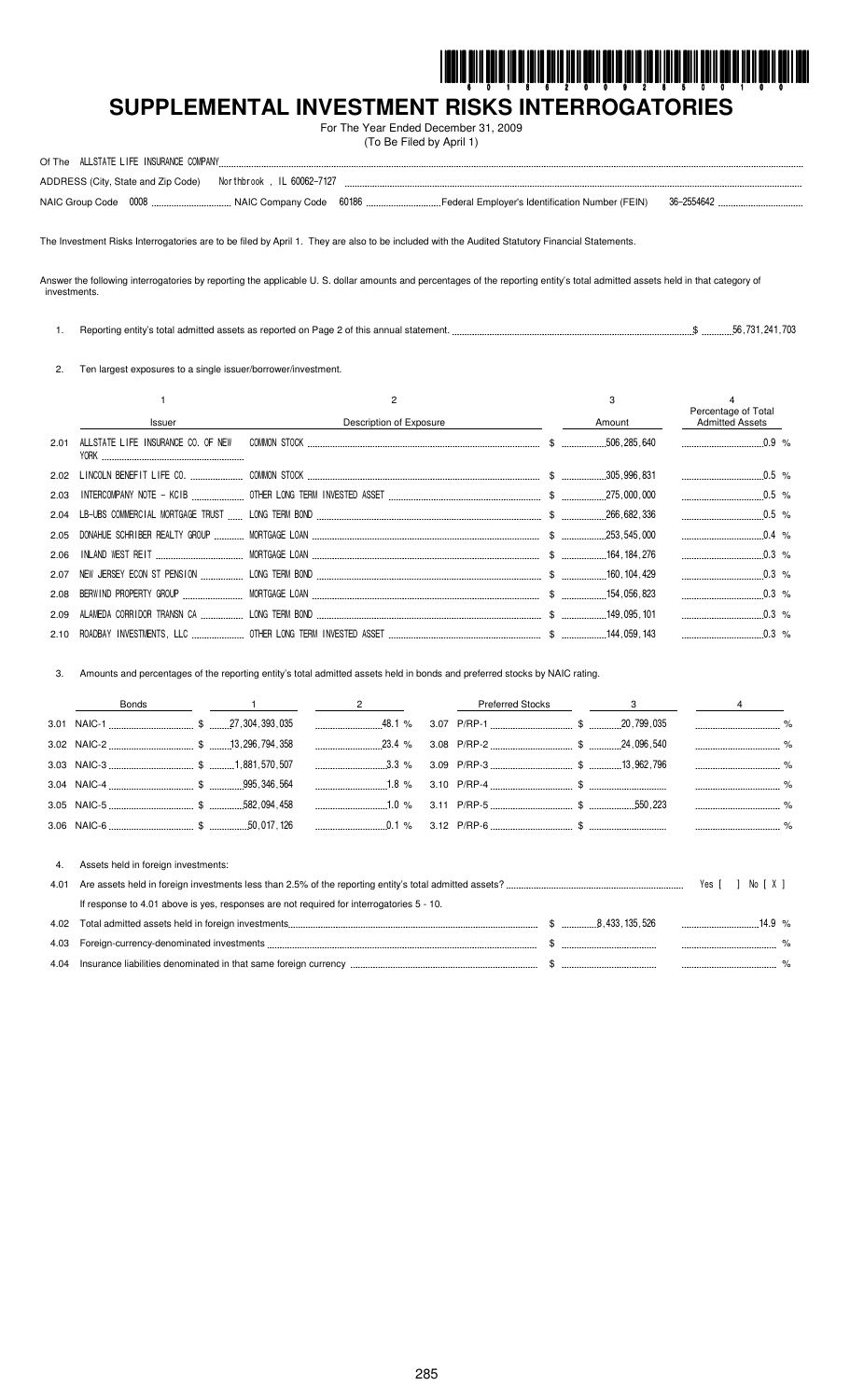# SUPPLEMENTAL INVESTMENT RISKS INTERROGATORIES

For The Year Ended December 31, 2009
(To Be Filed by April 1)

Of The ALLSTATE LIFE INSURANCE COMPANY

ADDRESS (City, State and Zip Code) Northbrook , IL 60062-7127

NAIC Group Code 0008 NAIC Company Code 60186 Federal Employer's Identification Number (FEIN) 36-2554642

The Investment Risks Interrogatories are to be filed by April 1. They are also to be included with the Audited Statutory Financial Statements.

Answer the following interrogatories by reporting the applicable U. S. dollar amounts and percentages of the reporting entity's total admitted assets held in that category of investments.

1. Reporting entity's total admitted assets as reported on Page 2 of this annual statement. $ 56,731,241,703

2. Ten largest exposures to a single issuer/borrower/investment.

| | 1 | 2 | 3 | 4 |
|---|---|---|---|---|
| | Issuer | Description of Exposure | Amount | Percentage of Total Admitted Assets |
| 2.01 | ALLSTATE LIFE INSURANCE CO. OF NEW YORK | COMMON STOCK | $ 506,285,640 | 0.9 % |
| 2.02 | LINCOLN BENEFIT LIFE CO. | COMMON STOCK | $ 305,996,831 | 0.5 % |
| 2.03 | INTERCOMPANY NOTE - KCIB | OTHER LONG TERM INVESTED ASSET | $ 275,000,000 | 0.5 % |
| 2.04 | LB-UBS COMMERCIAL MORTGAGE TRUST | LONG TERM BOND | $ 266,682,336 | 0.5 % |
| 2.05 | DONAHUE SCHRIBER REALTY GROUP | MORTGAGE LOAN | $ 253,545,000 | 0.4 % |
| 2.06 | INLAND WEST REIT | MORTGAGE LOAN | $ 164,184,276 | 0.3 % |
| 2.07 | NEW JERSEY ECON ST PENSION | LONG TERM BOND | $ 160,104,429 | 0.3 % |
| 2.08 | BERWIND PROPERTY GROUP | MORTGAGE LOAN | $ 154,056,823 | 0.3 % |
| 2.09 | ALAMEDA CORRIDOR TRANSN CA | LONG TERM BOND | $ 149,095,101 | 0.3 % |
| 2.10 | ROADBAY INVESTMENTS, LLC | OTHER LONG TERM INVESTED ASSET | $ 144,059,143 | 0.3 % |

3. Amounts and percentages of the reporting entity's total admitted assets held in bonds and preferred stocks by NAIC rating.

| Bonds | 1 | 2 | Preferred Stocks | 3 | 4 |
|---|---|---|---|---|---|
| 3.01 NAIC-1 | $ 27,304,393,035 | 48.1 % | 3.07 P/RP-1 | $ 20,799,035 | % |
| 3.02 NAIC-2 | $ 13,296,794,358 | 23.4 % | 3.08 P/RP-2 | $ 24,096,540 | % |
| 3.03 NAIC-3 | $ 1,881,570,507 | 3.3 % | 3.09 P/RP-3 | $ 13,962,796 | % |
| 3.04 NAIC-4 | $ 995,346,564 | 1.8 % | 3.10 P/RP-4 | $ | % |
| 3.05 NAIC-5 | $ 582,094,458 | 1.0 % | 3.11 P/RP-5 | $ 550,223 | % |
| 3.06 NAIC-6 | $ 50,017,126 | 0.1 % | 3.12 P/RP-6 | $ | % |

4. Assets held in foreign investments:

4.01 Are assets held in foreign investments less than 2.5% of the reporting entity's total admitted assets? Yes [ ] No [ X ]

If response to 4.01 above is yes, responses are not required for interrogatories 5 - 10.

| | | | |
|---|---|---|---|
| 4.02 | Total admitted assets held in foreign investments | $ 8,433,135,526 | 14.9 % |
| 4.03 | Foreign-currency-denominated investments | $ | % |
| 4.04 | Insurance liabilities denominated in that same foreign currency | $ | % |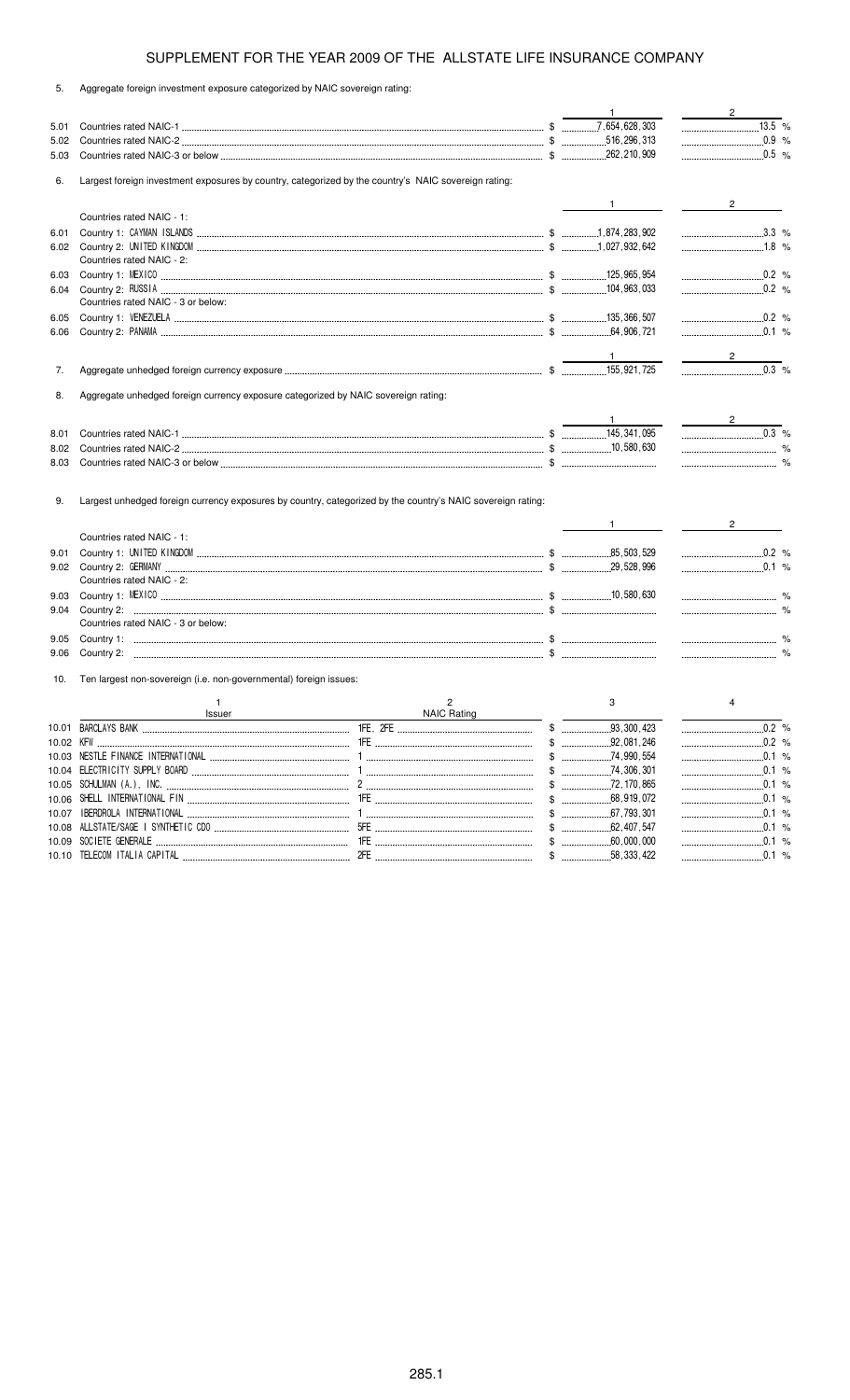# SUPPLEMENT FOR THE YEAR 2009 OF THE ALLSTATE LIFE INSURANCE COMPANY

5. Aggregate foreign investment exposure categorized by NAIC sovereign rating:

| | | 1 | 2 |
|---|---|---|---|
| 5.01 | Countries rated NAIC-1 | $ 7,654,628,303 | 13.5 % |
| 5.02 | Countries rated NAIC-2 | $ 516,296,313 | 0.9 % |
| 5.03 | Countries rated NAIC-3 or below | $ 262,210,909 | 0.5 % |

6. Largest foreign investment exposures by country, categorized by the country's NAIC sovereign rating:

| | | 1 | 2 |
|---|---|---|---|
| | Countries rated NAIC - 1: | | |
| 6.01 | Country 1: CAYMAN ISLANDS | $ 1,874,283,902 | 3.3 % |
| 6.02 | Country 2: UNITED KINGDOM | $ 1,027,932,642 | 1.8 % |
| | Countries rated NAIC - 2: | | |
| 6.03 | Country 1: MEXICO | $ 125,965,954 | 0.2 % |
| 6.04 | Country 2: RUSSIA | $ 104,963,033 | 0.2 % |
| | Countries rated NAIC - 3 or below: | | |
| 6.05 | Country 1: VENEZUELA | $ 135,366,507 | 0.2 % |
| 6.06 | Country 2: PANAMA | $ 64,906,721 | 0.1 % |

| | | 1 | 2 |
|---|---|---|---|
| 7. | Aggregate unhedged foreign currency exposure | $ 155,921,725 | 0.3 % |

8. Aggregate unhedged foreign currency exposure categorized by NAIC sovereign rating:

| | | 1 | 2 |
|---|---|---|---|
| 8.01 | Countries rated NAIC-1 | $ 145,341,095 | 0.3 % |
| 8.02 | Countries rated NAIC-2 | $ 10,580,630 | % |
| 8.03 | Countries rated NAIC-3 or below | $ | % |

9. Largest unhedged foreign currency exposures by country, categorized by the country's NAIC sovereign rating:

| | | 1 | 2 |
|---|---|---|---|
| | Countries rated NAIC - 1: | | |
| 9.01 | Country 1: UNITED KINGDOM | $ 85,503,529 | 0.2 % |
| 9.02 | Country 2: GERMANY | $ 29,528,996 | 0.1 % |
| | Countries rated NAIC - 2: | | |
| 9.03 | Country 1: MEXICO | $ 10,580,630 | % |
| 9.04 | Country 2: | $ | % |
| | Countries rated NAIC - 3 or below: | | |
| 9.05 | Country 1: | $ | % |
| 9.06 | Country 2: | $ | % |

10. Ten largest non-sovereign (i.e. non-governmental) foreign issues:

| | 1<br>Issuer | 2<br>NAIC Rating | 3 | 4 |
|---|---|---|---|---|
| 10.01 | BARCLAYS BANK | 1FE, 2FE | $ 93,300,423 | 0.2 % |
| 10.02 | KFW | 1FE | $ 92,081,246 | 0.2 % |
| 10.03 | NESTLE FINANCE INTERNATIONAL | 1 | $ 74,990,554 | 0.1 % |
| 10.04 | ELECTRICITY SUPPLY BOARD | 1 | $ 74,306,301 | 0.1 % |
| 10.05 | SCHULMAN (A.), INC. | 2 | $ 72,170,865 | 0.1 % |
| 10.06 | SHELL INTERNATIONAL FIN | 1FE | $ 68,919,072 | 0.1 % |
| 10.07 | IBERDROLA INTERNATIONAL | 1 | $ 67,793,301 | 0.1 % |
| 10.08 | ALLSTATE/SAGE I SYNTHETIC CDO | 5FE | $ 62,407,547 | 0.1 % |
| 10.09 | SOCIETE GENERALE | 1FE | $ 60,000,000 | 0.1 % |
| 10.10 | TELECOM ITALIA CAPITAL | 2FE | $ 58,333,422 | 0.1 % |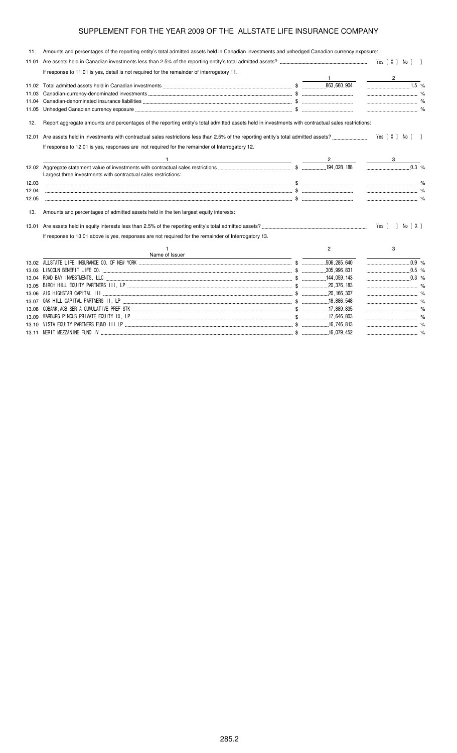# SUPPLEMENT FOR THE YEAR 2009 OF THE ALLSTATE LIFE INSURANCE COMPANY

11. Amounts and percentages of the reporting entity's total admitted assets held in Canadian investments and unhedged Canadian currency exposure:

11.01 Are assets held in Canadian investments less than 2.5% of the reporting entity's total admitted assets? Yes [ X ] No [ ]

If response to 11.01 is yes, detail is not required for the remainder of interrogatory 11.

| | | 1 | 2 |
|---|---|---|---|
| 11.02 | Total admitted assets held in Canadian investments | $ 863,660,904 | 1.5 % |
| 11.03 | Canadian-currency-denominated investments | $ | % |
| 11.04 | Canadian-denominated insurance liabilities | $ | % |
| 11.05 | Unhedged Canadian currency exposure | $ | % |

12. Report aggregate amounts and percentages of the reporting entity's total admitted assets held in investments with contractual sales restrictions:

12.01 Are assets held in investments with contractual sales restrictions less than 2.5% of the reporting entity's total admitted assets? Yes [ X ] No [ ]

If response to 12.01 is yes, responses are not required for the remainder of Interrogatory 12.

| | 1 | 2 | 3 |
|---|---|---|---|
| 12.02 | Aggregate statement value of investments with contractual sales restrictions | $ 194,028,188 | 0.3 % |
| | Largest three investments with contractual sales restrictions: | | |
| 12.03 | | $ | % |
| 12.04 | | $ | % |
| 12.05 | | $ | % |

13. Amounts and percentages of admitted assets held in the ten largest equity interests:

13.01 Are assets held in equity interests less than 2.5% of the reporting entity's total admitted assets? Yes [ ] No [ X ]

If response to 13.01 above is yes, responses are not required for the remainder of Interrogatory 13.

| | 1<br>Name of Issuer | 2 | 3 |
|---|---|---|---|
| 13.02 | ALLSTATE LIFE INSURANCE CO. OF NEW YORK | $ 506,285,640 | 0.9 % |
| 13.03 | LINCOLN BENEFIT LIFE CO. | $ 305,996,831 | 0.5 % |
| 13.04 | ROAD BAY INVESTMENTS, LLC | $ 144,059,143 | 0.3 % |
| 13.05 | BIRCH HILL EQUITY PARTNERS III, LP | $ 20,376,183 | % |
| 13.06 | AIG HIGHSTAR CAPITAL III | $ 20,166,307 | % |
| 13.07 | OAK HILL CAPITAL PARTNERS II, LP | $ 18,886,548 | % |
| 13.08 | COBANK,ACB SER A CUMULATIVE PREF STK | $ 17,889,835 | % |
| 13.09 | WARBURG PINCUS PRIVATE EQUITY IX, LP | $ 17,646,803 | % |
| 13.10 | VISTA EQUITY PARTNERS FUND III LP | $ 16,746,813 | % |
| 13.11 | MERIT MEZZANINE FUND IV | $ 16,079,452 | % |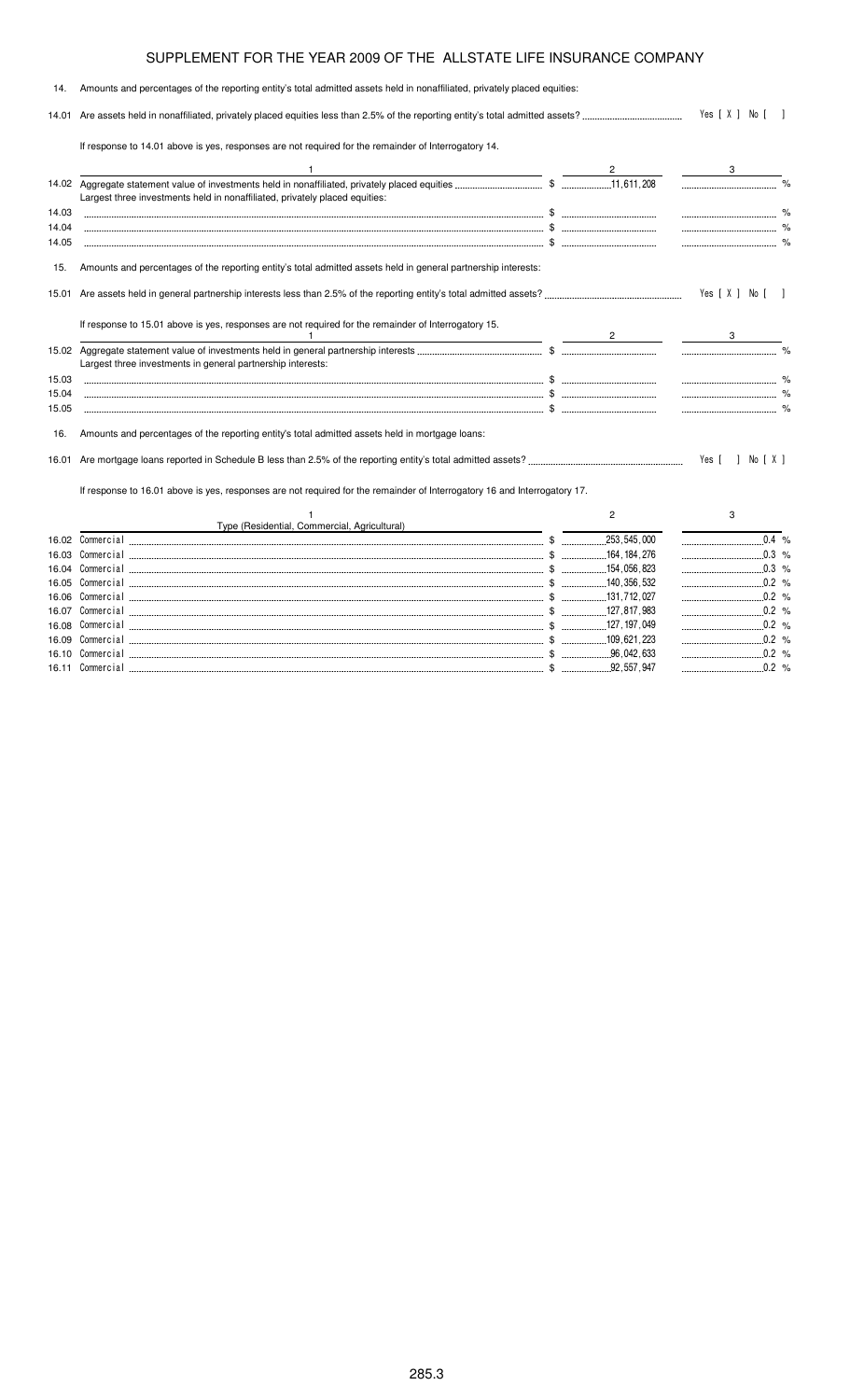# SUPPLEMENT FOR THE YEAR 2009 OF THE ALLSTATE LIFE INSURANCE COMPANY

14. Amounts and percentages of the reporting entity's total admitted assets held in nonaffiliated, privately placed equities:

14.01 Are assets held in nonaffiliated, privately placed equities less than 2.5% of the reporting entity's total admitted assets? Yes [ X ] No [ ]

If response to 14.01 above is yes, responses are not required for the remainder of Interrogatory 14.

| | 1 | 2 | 3 |
|---|---|---|---|
| 14.02 | Aggregate statement value of investments held in nonaffiliated, privately placed equities | $ 11,611,208 | % |
| | Largest three investments held in nonaffiliated, privately placed equities: | | |
| 14.03 | | $ | % |
| 14.04 | | $ | % |
| 14.05 | | $ | % |

15. Amounts and percentages of the reporting entity's total admitted assets held in general partnership interests:

15.01 Are assets held in general partnership interests less than 2.5% of the reporting entity's total admitted assets? Yes [ X ] No [ ]

If response to 15.01 above is yes, responses are not required for the remainder of Interrogatory 15.

| | 1 | 2 | 3 |
|---|---|---|---|
| 15.02 | Aggregate statement value of investments held in general partnership interests | $ | % |
| | Largest three investments in general partnership interests: | | |
| 15.03 | | $ | % |
| 15.04 | | $ | % |
| 15.05 | | $ | % |

16. Amounts and percentages of the reporting entity's total admitted assets held in mortgage loans:

16.01 Are mortgage loans reported in Schedule B less than 2.5% of the reporting entity's total admitted assets? Yes [ ] No [ X ]

If response to 16.01 above is yes, responses are not required for the remainder of Interrogatory 16 and Interrogatory 17.

| | 1<br>Type (Residential, Commercial, Agricultural) | 2 | 3 |
|---|---|---|---|
| 16.02 | Commercial | $ 253,545,000 | 0.4 % |
| 16.03 | Commercial | $ 164,184,276 | 0.3 % |
| 16.04 | Commercial | $ 154,056,823 | 0.3 % |
| 16.05 | Commercial | $ 140,356,532 | 0.2 % |
| 16.06 | Commercial | $ 131,712,027 | 0.2 % |
| 16.07 | Commercial | $ 127,817,983 | 0.2 % |
| 16.08 | Commercial | $ 127,197,049 | 0.2 % |
| 16.09 | Commercial | $ 109,621,223 | 0.2 % |
| 16.10 | Commercial | $ 96,042,633 | 0.2 % |
| 16.11 | Commercial | $ 92,557,947 | 0.2 % |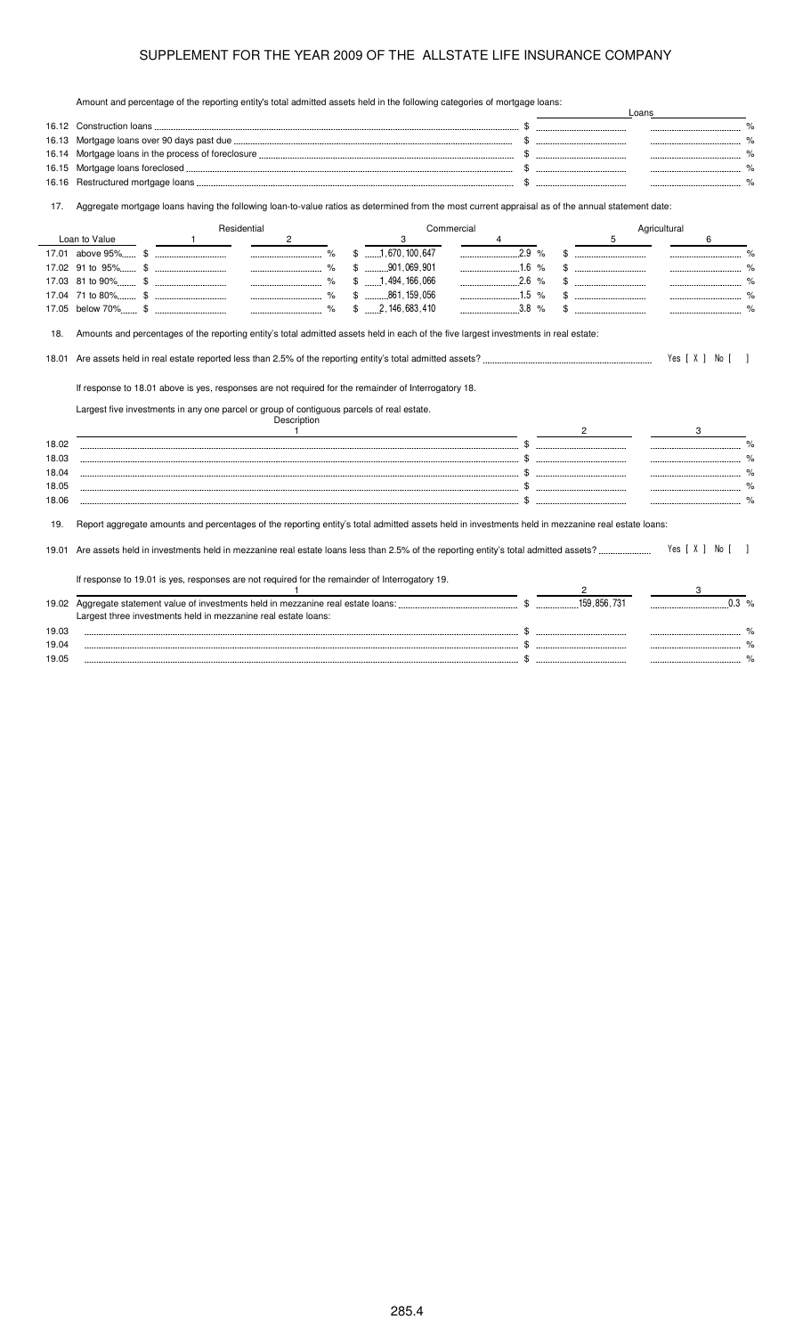# SUPPLEMENT FOR THE YEAR 2009 OF THE ALLSTATE LIFE INSURANCE COMPANY

Amount and percentage of the reporting entity's total admitted assets held in the following categories of mortgage loans:

| | | Loans | |
|---|---|---|---|
| 16.12 | Construction loans | $ | % |
| 16.13 | Mortgage loans over 90 days past due | $ | % |
| 16.14 | Mortgage loans in the process of foreclosure | $ | % |
| 16.15 | Mortgage loans foreclosed | $ | % |
| 16.16 | Restructured mortgage loans | $ | % |

17. Aggregate mortgage loans having the following loan-to-value ratios as determined from the most current appraisal as of the annual statement date:

| | Residential | | Commercial | | Agricultural | |
|---|---|---|---|---|---|---|
| Loan to Value | 1 | 2 | 3 | 4 | 5 | 6 |
| 17.01 above 95% | $ | % | $ 1,670,100,647 | 2.9 % | $ | % |
| 17.02 91 to 95% | $ | % | $ 901,069,901 | 1.6 % | $ | % |
| 17.03 81 to 90% | $ | % | $ 1,494,166,066 | 2.6 % | $ | % |
| 17.04 71 to 80% | $ | % | $ 861,159,056 | 1.5 % | $ | % |
| 17.05 below 70% | $ | % | $ 2,146,683,410 | 3.8 % | $ | % |

18. Amounts and percentages of the reporting entity's total admitted assets held in each of the five largest investments in real estate:

18.01 Are assets held in real estate reported less than 2.5% of the reporting entity's total admitted assets? Yes [ X ] No [ ]

If response to 18.01 above is yes, responses are not required for the remainder of Interrogatory 18.

Largest five investments in any one parcel or group of contiguous parcels of real estate.

| | Description 1 | 2 | 3 |
|---|---|---|---|
| 18.02 | | $ | % |
| 18.03 | | $ | % |
| 18.04 | | $ | % |
| 18.05 | | $ | % |
| 18.06 | | $ | % |

19. Report aggregate amounts and percentages of the reporting entity's total admitted assets held in investments held in mezzanine real estate loans:

19.01 Are assets held in investments held in mezzanine real estate loans less than 2.5% of the reporting entity's total admitted assets? Yes [ X ] No [ ]

If response to 19.01 is yes, responses are not required for the remainder of Interrogatory 19.

| | 1 | 2 | 3 |
|---|---|---|---|
| 19.02 | Aggregate statement value of investments held in mezzanine real estate loans: | $ 159,856,731 | 0.3 % |
| | Largest three investments held in mezzanine real estate loans: | | |
| 19.03 | | $ | % |
| 19.04 | | $ | % |
| 19.05 | | $ | % |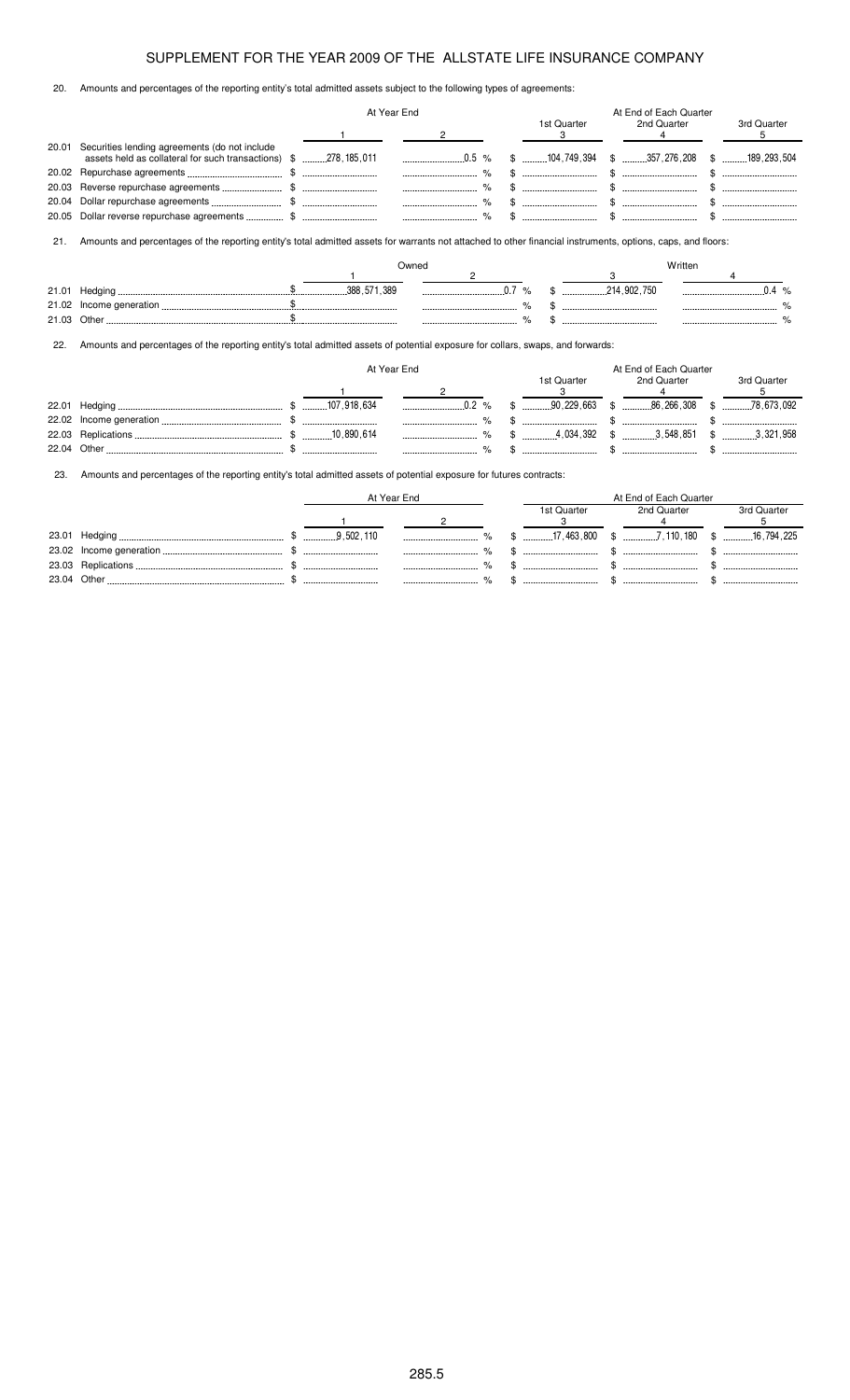# SUPPLEMENT FOR THE YEAR 2009 OF THE ALLSTATE LIFE INSURANCE COMPANY

20. Amounts and percentages of the reporting entity's total admitted assets subject to the following types of agreements:

| | | At Year End | | At End of Each Quarter | | |
|---|---|---|---|---|---|---|
| | | | | 1st Quarter | 2nd Quarter | 3rd Quarter |
| | | 1 | 2 | 3 | 4 | 5 |
| 20.01 | Securities lending agreements (do not include assets held as collateral for such transactions) | $ 278,185,011 | 0.5 % | $ 104,749,394 | $ 357,276,208 | $ 189,293,504 |
| 20.02 | Repurchase agreements | $ | % | $ | $ | $ |
| 20.03 | Reverse repurchase agreements | $ | % | $ | $ | $ |
| 20.04 | Dollar repurchase agreements | $ | % | $ | $ | $ |
| 20.05 | Dollar reverse repurchase agreements | $ | % | $ | $ | $ |

21. Amounts and percentages of the reporting entity's total admitted assets for warrants not attached to other financial instruments, options, caps, and floors:

| | | Owned | | Written | |
|---|---|---|---|---|---|
| | | 1 | 2 | 3 | 4 |
| 21.01 | Hedging | $ 388,571,389 | 0.7 % | $ 214,902,750 | 0.4 % |
| 21.02 | Income generation | $ | % | $ | % |
| 21.03 | Other | $ | % | $ | % |

22. Amounts and percentages of the reporting entity's total admitted assets of potential exposure for collars, swaps, and forwards:

| | | At Year End | | At End of Each Quarter | | |
|---|---|---|---|---|---|---|
| | | | | 1st Quarter | 2nd Quarter | 3rd Quarter |
| | | 1 | 2 | 3 | 4 | 5 |
| 22.01 | Hedging | $ 107,918,634 | 0.2 % | $ 90,229,663 | $ 86,266,308 | $ 78,673,092 |
| 22.02 | Income generation | $ | % | $ | $ | $ |
| 22.03 | Replications | $ 10,890,614 | % | $ 4,034,392 | $ 3,548,851 | $ 3,321,958 |
| 22.04 | Other | $ | % | $ | $ | $ |

23. Amounts and percentages of the reporting entity's total admitted assets of potential exposure for futures contracts:

| | | At Year End | | At End of Each Quarter | | |
|---|---|---|---|---|---|---|
| | | | | 1st Quarter | 2nd Quarter | 3rd Quarter |
| | | 1 | 2 | 3 | 4 | 5 |
| 23.01 | Hedging | $ 9,502,110 | % | $ 17,463,800 | $ 7,110,180 | $ 16,794,225 |
| 23.02 | Income generation | $ | % | $ | $ | $ |
| 23.03 | Replications | $ | % | $ | $ | $ |
| 23.04 | Other | $ | % | $ | $ | $ |